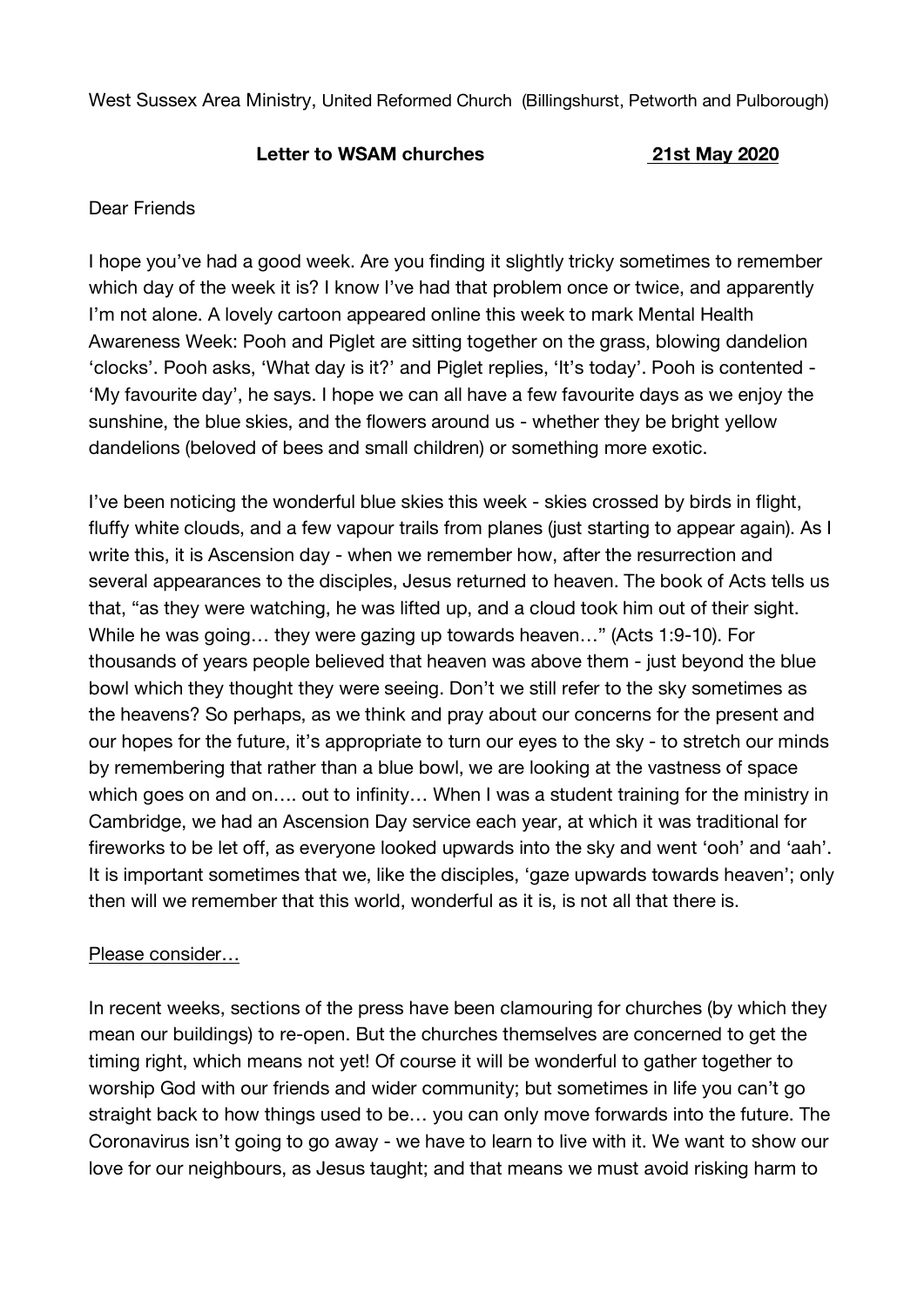West Sussex Area Ministry, United Reformed Church (Billingshurst, Petworth and Pulborough)

**Letter to WSAM churches** **<u>21st May 2020</u>**

Dear Friends

I hope you've had a good week. Are you finding it slightly tricky sometimes to remember which day of the week it is? I know I've had that problem once or twice, and apparently I'm not alone. A lovely cartoon appeared online this week to mark Mental Health Awareness Week: Pooh and Piglet are sitting together on the grass, blowing dandelion 'clocks'. Pooh asks, 'What day is it?' and Piglet replies, 'It's today'. Pooh is contented - 'My favourite day', he says. I hope we can all have a few favourite days as we enjoy the sunshine, the blue skies, and the flowers around us - whether they be bright yellow dandelions (beloved of bees and small children) or something more exotic.

I've been noticing the wonderful blue skies this week - skies crossed by birds in flight, fluffy white clouds, and a few vapour trails from planes (just starting to appear again). As I write this, it is Ascension day - when we remember how, after the resurrection and several appearances to the disciples, Jesus returned to heaven. The book of Acts tells us that, "as they were watching, he was lifted up, and a cloud took him out of their sight. While he was going… they were gazing up towards heaven…" (Acts 1:9-10). For thousands of years people believed that heaven was above them - just beyond the blue bowl which they thought they were seeing. Don't we still refer to the sky sometimes as the heavens? So perhaps, as we think and pray about our concerns for the present and our hopes for the future, it's appropriate to turn our eyes to the sky - to stretch our minds by remembering that rather than a blue bowl, we are looking at the vastness of space which goes on and on…. out to infinity… When I was a student training for the ministry in Cambridge, we had an Ascension Day service each year, at which it was traditional for fireworks to be let off, as everyone looked upwards into the sky and went 'ooh' and 'aah'. It is important sometimes that we, like the disciples, 'gaze upwards towards heaven'; only then will we remember that this world, wonderful as it is, is not all that there is.

<u>Please consider…</u>

In recent weeks, sections of the press have been clamouring for churches (by which they mean our buildings) to re-open. But the churches themselves are concerned to get the timing right, which means not yet! Of course it will be wonderful to gather together to worship God with our friends and wider community; but sometimes in life you can't go straight back to how things used to be… you can only move forwards into the future. The Coronavirus isn't going to go away - we have to learn to live with it. We want to show our love for our neighbours, as Jesus taught; and that means we must avoid risking harm to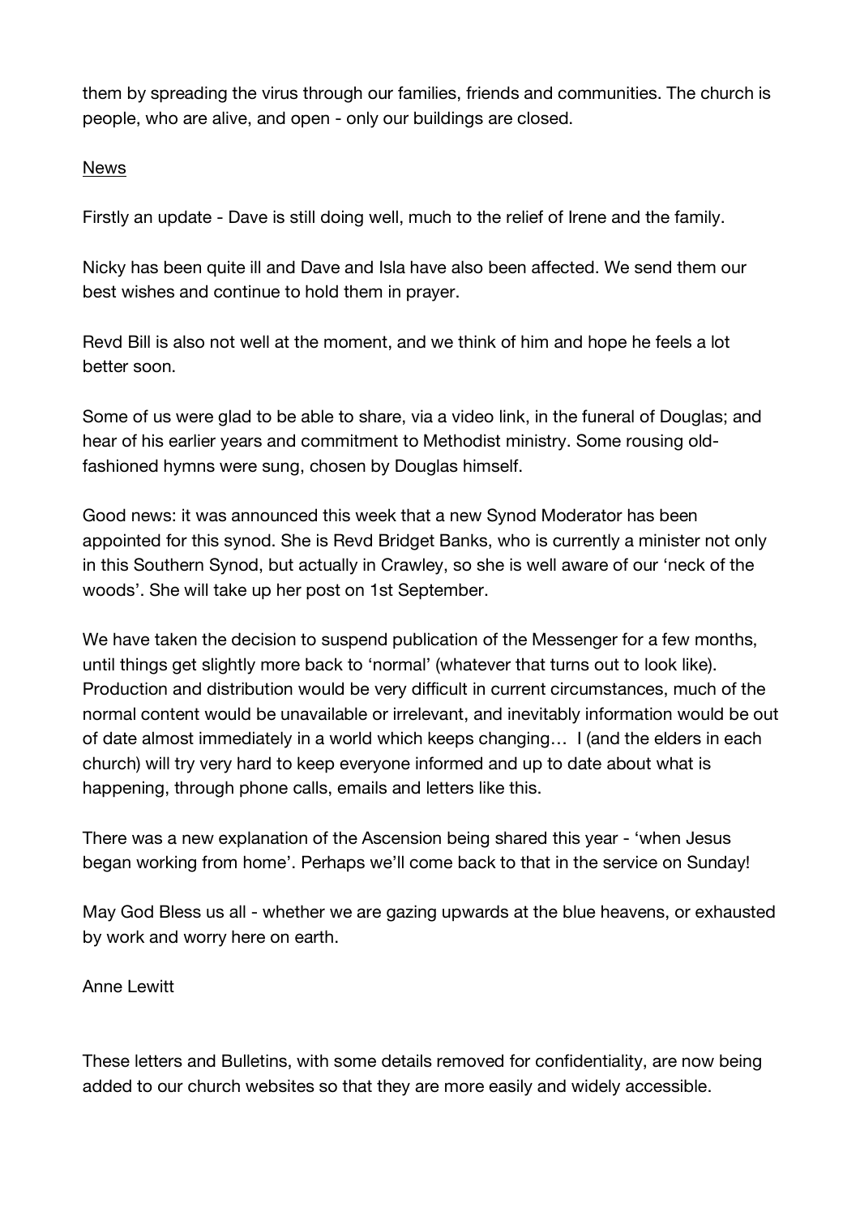them by spreading the virus through our families, friends and communities. The church is people, who are alive, and open - only our buildings are closed.

<u>News</u>

Firstly an update - Dave is still doing well, much to the relief of Irene and the family.

Nicky has been quite ill and Dave and Isla have also been affected. We send them our best wishes and continue to hold them in prayer.

Revd Bill is also not well at the moment, and we think of him and hope he feels a lot better soon.

Some of us were glad to be able to share, via a video link, in the funeral of Douglas; and hear of his earlier years and commitment to Methodist ministry. Some rousing old-fashioned hymns were sung, chosen by Douglas himself.

Good news: it was announced this week that a new Synod Moderator has been appointed for this synod. She is Revd Bridget Banks, who is currently a minister not only in this Southern Synod, but actually in Crawley, so she is well aware of our 'neck of the woods'. She will take up her post on 1st September.

We have taken the decision to suspend publication of the Messenger for a few months, until things get slightly more back to 'normal' (whatever that turns out to look like). Production and distribution would be very difficult in current circumstances, much of the normal content would be unavailable or irrelevant, and inevitably information would be out of date almost immediately in a world which keeps changing… I (and the elders in each church) will try very hard to keep everyone informed and up to date about what is happening, through phone calls, emails and letters like this.

There was a new explanation of the Ascension being shared this year - 'when Jesus began working from home'. Perhaps we'll come back to that in the service on Sunday!

May God Bless us all - whether we are gazing upwards at the blue heavens, or exhausted by work and worry here on earth.

Anne Lewitt

These letters and Bulletins, with some details removed for confidentiality, are now being added to our church websites so that they are more easily and widely accessible.